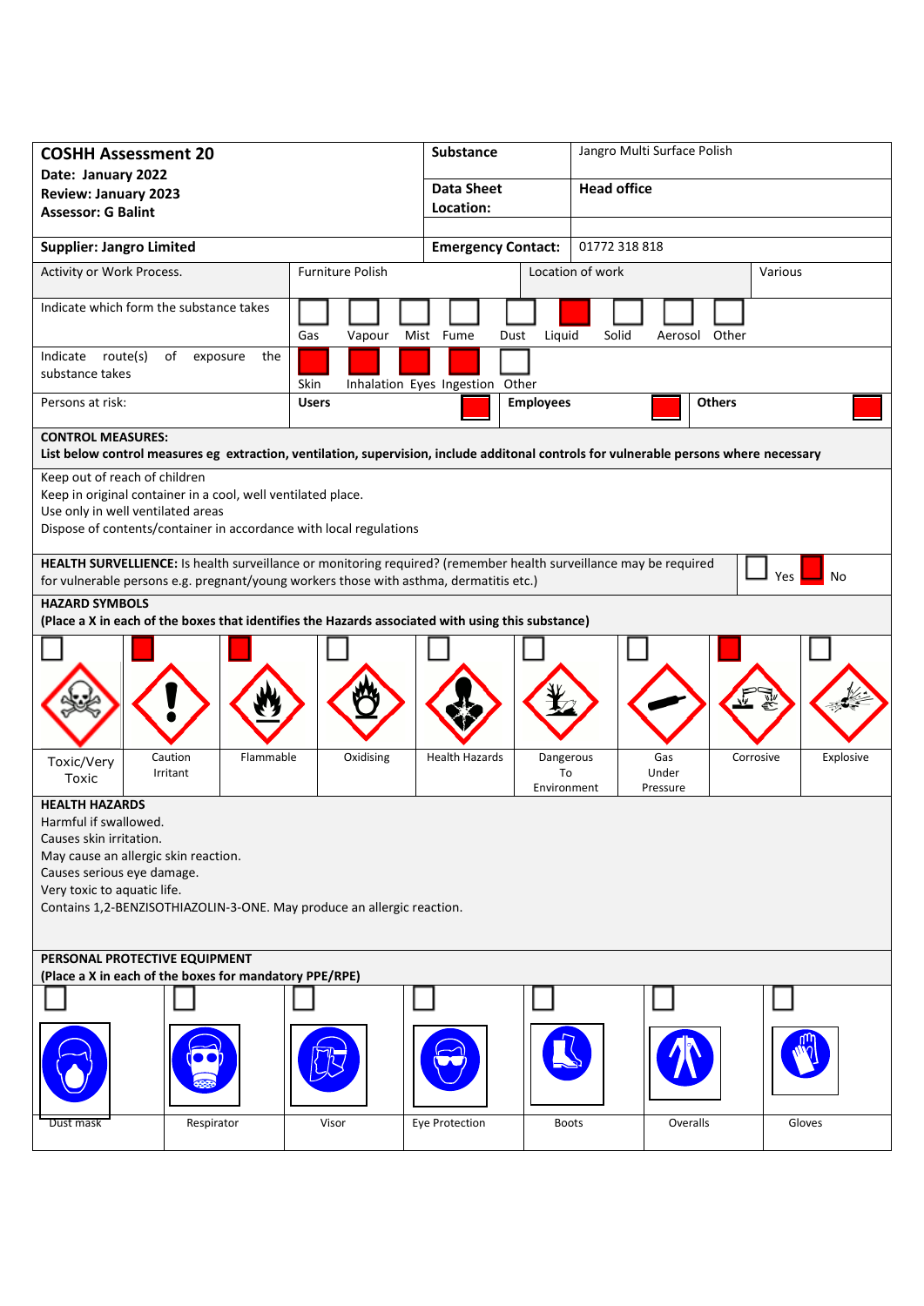| **COSHH Assessment 20**<br>**Date: January 2022**<br>**Review: January 2023**<br>**Assessor: G Balint** | **Substance** | Jangro Multi Surface Polish |
|---|---|---|
| | **Data Sheet Location:** | **Head office** |
| **Supplier: Jangro Limited** | **Emergency Contact:** | 01772 318 818 |

| Activity or Work Process. | Furniture Polish | Location of work | Various |
|---|---|---|---|

| Indicate which form the substance takes | Gas ☐ | Vapour ☐ | Mist ☐ | Fume ☐ | Dust ☐ | Liquid ☒ | Solid ☐ | Aerosol ☐ | Other ☐ |
|---|---|---|---|---|---|---|---|---|---|

| Indicate route(s) of exposure the substance takes | Skin ☒ | Inhalation ☒ | Eyes ☒ | Ingestion ☒ | Other ☐ |
|---|---|---|---|---|---|

| Persons at risk: | **Users** ☒ | **Employees** ☒ | **Others** ☒ |
|---|---|---|---|

**CONTROL MEASURES:**
**List below control measures eg extraction, ventilation, supervision, include additonal controls for vulnerable persons where necessary**

Keep out of reach of children
Keep in original container in a cool, well ventilated place.
Use only in well ventilated areas
Dispose of contents/container in accordance with local regulations

**HEALTH SURVELLIENCE:** Is health surveillance or monitoring required? (remember health surveillance may be required for vulnerable persons e.g. pregnant/young workers those with asthma, dermatitis etc.) ☐ Yes ☒ No

**HAZARD SYMBOLS**
**(Place a X in each of the boxes that identifies the Hazards associated with using this substance)**

| ☐ | ☒ | ☒ | ☐ | ☐ | ☐ | ☐ | ☒ | ☐ |
|---|---|---|---|---|---|---|---|---|
| Toxic/Very Toxic | Caution Irritant | Flammable | Oxidising | Health Hazards | Dangerous To Environment | Gas Under Pressure | Corrosive | Explosive |

**HEALTH HAZARDS**
Harmful if swallowed.
Causes skin irritation.
May cause an allergic skin reaction.
Causes serious eye damage.
Very toxic to aquatic life.
Contains 1,2-BENZISOTHIAZOLIN-3-ONE. May produce an allergic reaction.

**PERSONAL PROTECTIVE EQUIPMENT**
**(Place a X in each of the boxes for mandatory PPE/RPE)**

| ☐ | ☐ | ☐ | ☐ | ☐ | ☐ | ☐ |
|---|---|---|---|---|---|---|
| Dust mask | Respirator | Visor | Eye Protection | Boots | Overalls | Gloves |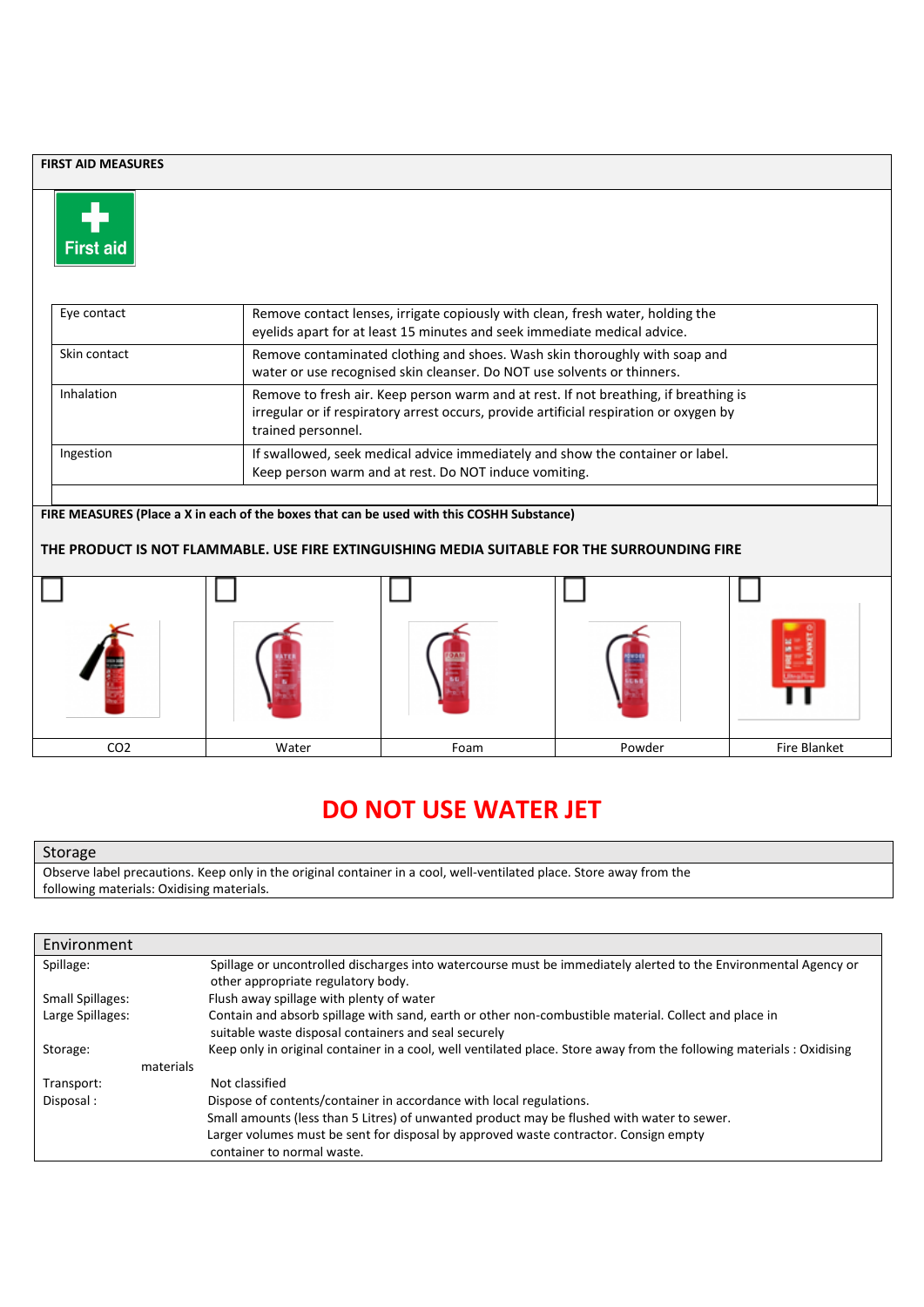## FIRST AID MEASURES

First aid

| | |
|---|---|
| Eye contact | Remove contact lenses, irrigate copiously with clean, fresh water, holding the eyelids apart for at least 15 minutes and seek immediate medical advice. |
| Skin contact | Remove contaminated clothing and shoes. Wash skin thoroughly with soap and water or use recognised skin cleanser. Do NOT use solvents or thinners. |
| Inhalation | Remove to fresh air. Keep person warm and at rest. If not breathing, if breathing is irregular or if respiratory arrest occurs, provide artificial respiration or oxygen by trained personnel. |
| Ingestion | If swallowed, seek medical advice immediately and show the container or label. Keep person warm and at rest. Do NOT induce vomiting. |

## FIRE MEASURES (Place a X in each of the boxes that can be used with this COSHH Substance)

**THE PRODUCT IS NOT FLAMMABLE. USE FIRE EXTINGUISHING MEDIA SUITABLE FOR THE SURROUNDING FIRE**

| ☐ | ☐ | ☐ | ☐ | ☐ |
|---|---|---|---|---|
| CO2 | Water | Foam | Powder | Fire Blanket |

# DO NOT USE WATER JET

## Storage

Observe label precautions. Keep only in the original container in a cool, well-ventilated place. Store away from the following materials: Oxidising materials.

## Environment

| | |
|---|---|
| Spillage: | Spillage or uncontrolled discharges into watercourse must be immediately alerted to the Environmental Agency or other appropriate regulatory body. |
| Small Spillages: | Flush away spillage with plenty of water |
| Large Spillages: | Contain and absorb spillage with sand, earth or other non-combustible material. Collect and place in suitable waste disposal containers and seal securely |
| Storage: | Keep only in original container in a cool, well ventilated place. Store away from the following materials : Oxidising materials |
| Transport: | Not classified |
| Disposal : | Dispose of contents/container in accordance with local regulations. Small amounts (less than 5 Litres) of unwanted product may be flushed with water to sewer. Larger volumes must be sent for disposal by approved waste contractor. Consign empty container to normal waste. |